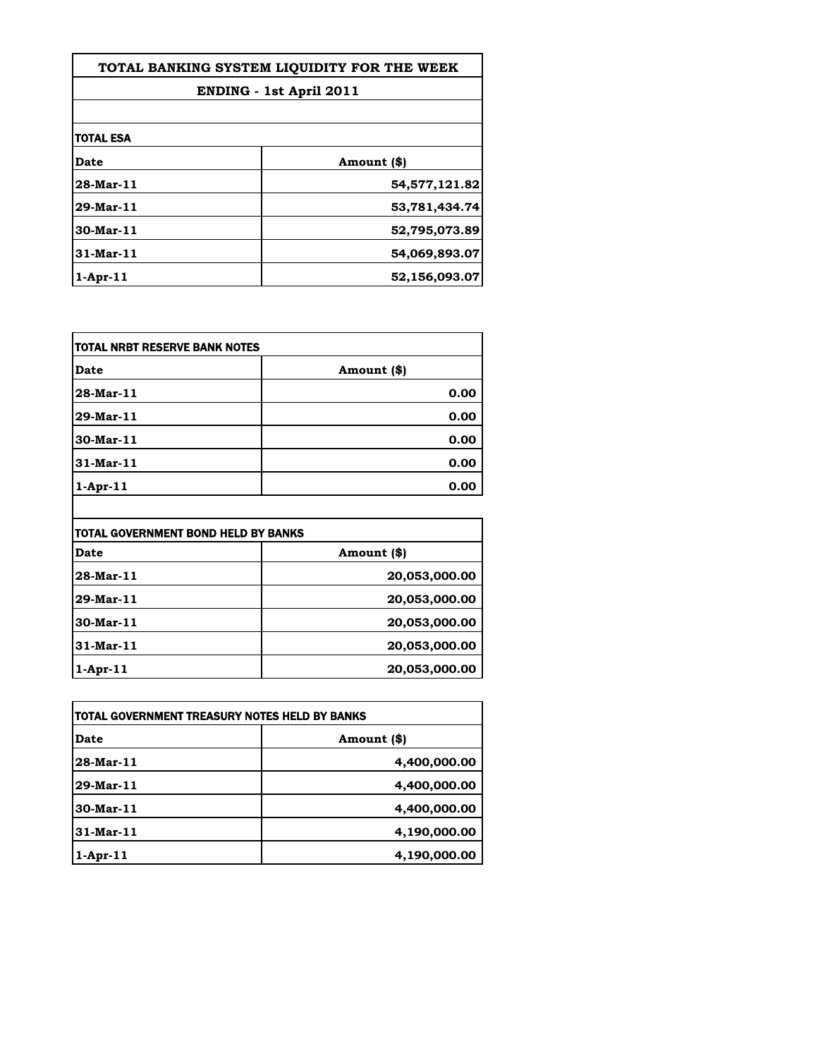# TOTAL BANKING SYSTEM LIQUIDITY FOR THE WEEK

## ENDING - 1st April 2011

**TOTAL ESA**

| Date | Amount ($) |
|---|---|
| 28-Mar-11 | 54,577,121.82 |
| 29-Mar-11 | 53,781,434.74 |
| 30-Mar-11 | 52,795,073.89 |
| 31-Mar-11 | 54,069,893.07 |
| 1-Apr-11 | 52,156,093.07 |

**TOTAL NRBT RESERVE BANK NOTES**

| Date | Amount ($) |
|---|---|
| 28-Mar-11 | 0.00 |
| 29-Mar-11 | 0.00 |
| 30-Mar-11 | 0.00 |
| 31-Mar-11 | 0.00 |
| 1-Apr-11 | 0.00 |

**TOTAL GOVERNMENT BOND HELD BY BANKS**

| Date | Amount ($) |
|---|---|
| 28-Mar-11 | 20,053,000.00 |
| 29-Mar-11 | 20,053,000.00 |
| 30-Mar-11 | 20,053,000.00 |
| 31-Mar-11 | 20,053,000.00 |
| 1-Apr-11 | 20,053,000.00 |

**TOTAL GOVERNMENT TREASURY NOTES HELD BY BANKS**

| Date | Amount ($) |
|---|---|
| 28-Mar-11 | 4,400,000.00 |
| 29-Mar-11 | 4,400,000.00 |
| 30-Mar-11 | 4,400,000.00 |
| 31-Mar-11 | 4,190,000.00 |
| 1-Apr-11 | 4,190,000.00 |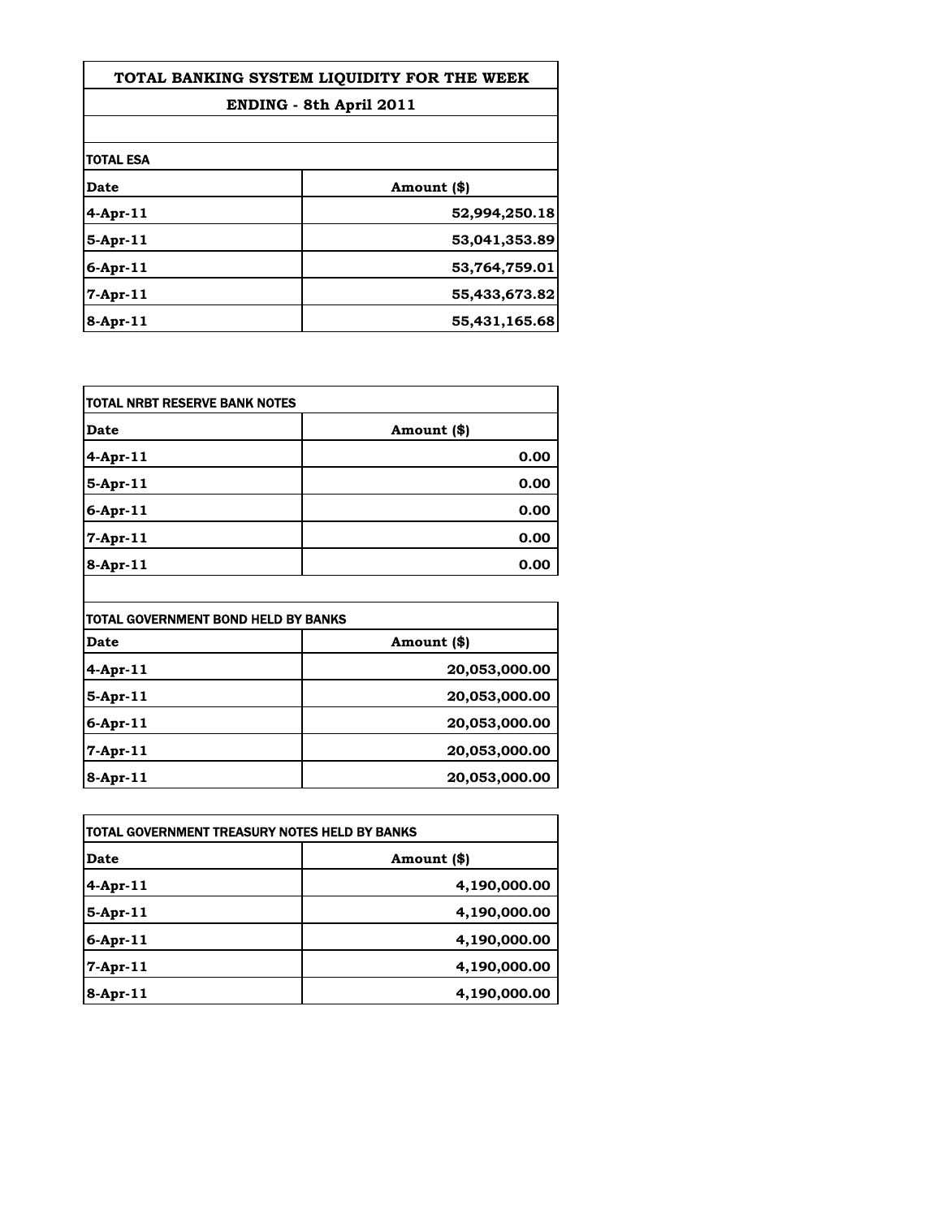# TOTAL BANKING SYSTEM LIQUIDITY FOR THE WEEK

## ENDING - 8th April 2011

**TOTAL ESA**

| Date | Amount ($) |
|---|---|
| 4-Apr-11 | 52,994,250.18 |
| 5-Apr-11 | 53,041,353.89 |
| 6-Apr-11 | 53,764,759.01 |
| 7-Apr-11 | 55,433,673.82 |
| 8-Apr-11 | 55,431,165.68 |

**TOTAL NRBT RESERVE BANK NOTES**

| Date | Amount ($) |
|---|---|
| 4-Apr-11 | 0.00 |
| 5-Apr-11 | 0.00 |
| 6-Apr-11 | 0.00 |
| 7-Apr-11 | 0.00 |
| 8-Apr-11 | 0.00 |

**TOTAL GOVERNMENT BOND HELD BY BANKS**

| Date | Amount ($) |
|---|---|
| 4-Apr-11 | 20,053,000.00 |
| 5-Apr-11 | 20,053,000.00 |
| 6-Apr-11 | 20,053,000.00 |
| 7-Apr-11 | 20,053,000.00 |
| 8-Apr-11 | 20,053,000.00 |

**TOTAL GOVERNMENT TREASURY NOTES HELD BY BANKS**

| Date | Amount ($) |
|---|---|
| 4-Apr-11 | 4,190,000.00 |
| 5-Apr-11 | 4,190,000.00 |
| 6-Apr-11 | 4,190,000.00 |
| 7-Apr-11 | 4,190,000.00 |
| 8-Apr-11 | 4,190,000.00 |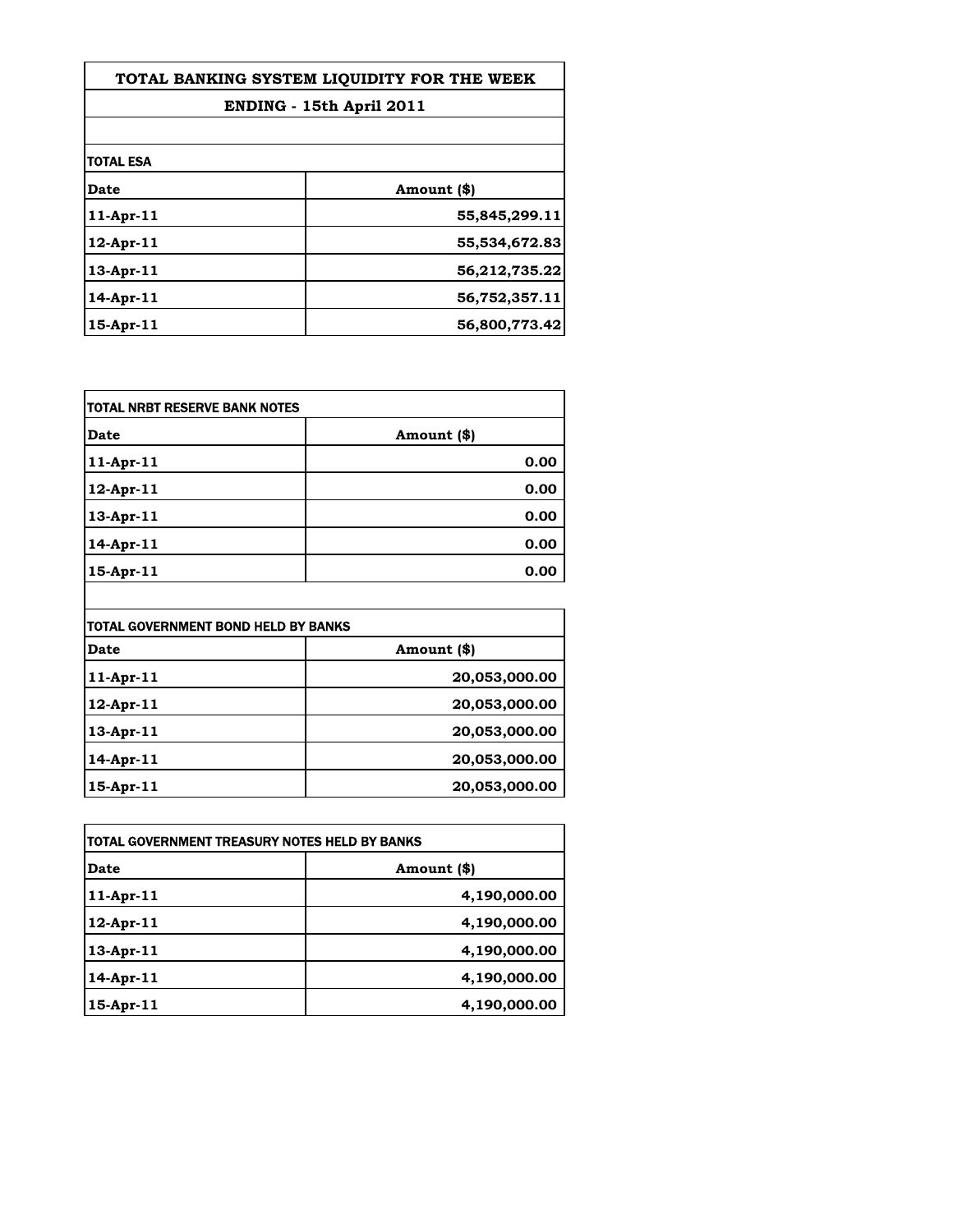# TOTAL BANKING SYSTEM LIQUIDITY FOR THE WEEK

## ENDING - 15th April 2011

**TOTAL ESA**

| Date | Amount ($) |
|---|---|
| 11-Apr-11 | 55,845,299.11 |
| 12-Apr-11 | 55,534,672.83 |
| 13-Apr-11 | 56,212,735.22 |
| 14-Apr-11 | 56,752,357.11 |
| 15-Apr-11 | 56,800,773.42 |

**TOTAL NRBT RESERVE BANK NOTES**

| Date | Amount ($) |
|---|---|
| 11-Apr-11 | 0.00 |
| 12-Apr-11 | 0.00 |
| 13-Apr-11 | 0.00 |
| 14-Apr-11 | 0.00 |
| 15-Apr-11 | 0.00 |

**TOTAL GOVERNMENT BOND HELD BY BANKS**

| Date | Amount ($) |
|---|---|
| 11-Apr-11 | 20,053,000.00 |
| 12-Apr-11 | 20,053,000.00 |
| 13-Apr-11 | 20,053,000.00 |
| 14-Apr-11 | 20,053,000.00 |
| 15-Apr-11 | 20,053,000.00 |

**TOTAL GOVERNMENT TREASURY NOTES HELD BY BANKS**

| Date | Amount ($) |
|---|---|
| 11-Apr-11 | 4,190,000.00 |
| 12-Apr-11 | 4,190,000.00 |
| 13-Apr-11 | 4,190,000.00 |
| 14-Apr-11 | 4,190,000.00 |
| 15-Apr-11 | 4,190,000.00 |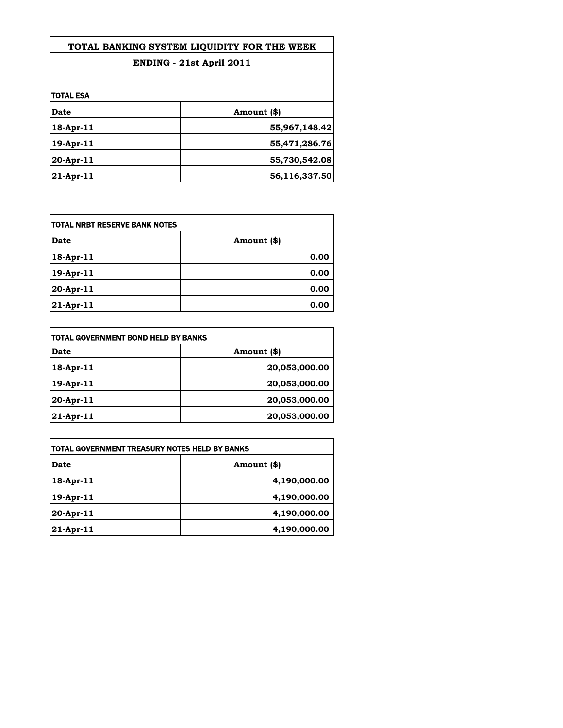# TOTAL BANKING SYSTEM LIQUIDITY FOR THE WEEK

## ENDING - 21st April 2011

**TOTAL ESA**

| Date | Amount ($) |
|---|---|
| 18-Apr-11 | 55,967,148.42 |
| 19-Apr-11 | 55,471,286.76 |
| 20-Apr-11 | 55,730,542.08 |
| 21-Apr-11 | 56,116,337.50 |

**TOTAL NRBT RESERVE BANK NOTES**

| Date | Amount ($) |
|---|---|
| 18-Apr-11 | 0.00 |
| 19-Apr-11 | 0.00 |
| 20-Apr-11 | 0.00 |
| 21-Apr-11 | 0.00 |

**TOTAL GOVERNMENT BOND HELD BY BANKS**

| Date | Amount ($) |
|---|---|
| 18-Apr-11 | 20,053,000.00 |
| 19-Apr-11 | 20,053,000.00 |
| 20-Apr-11 | 20,053,000.00 |
| 21-Apr-11 | 20,053,000.00 |

**TOTAL GOVERNMENT TREASURY NOTES HELD BY BANKS**

| Date | Amount ($) |
|---|---|
| 18-Apr-11 | 4,190,000.00 |
| 19-Apr-11 | 4,190,000.00 |
| 20-Apr-11 | 4,190,000.00 |
| 21-Apr-11 | 4,190,000.00 |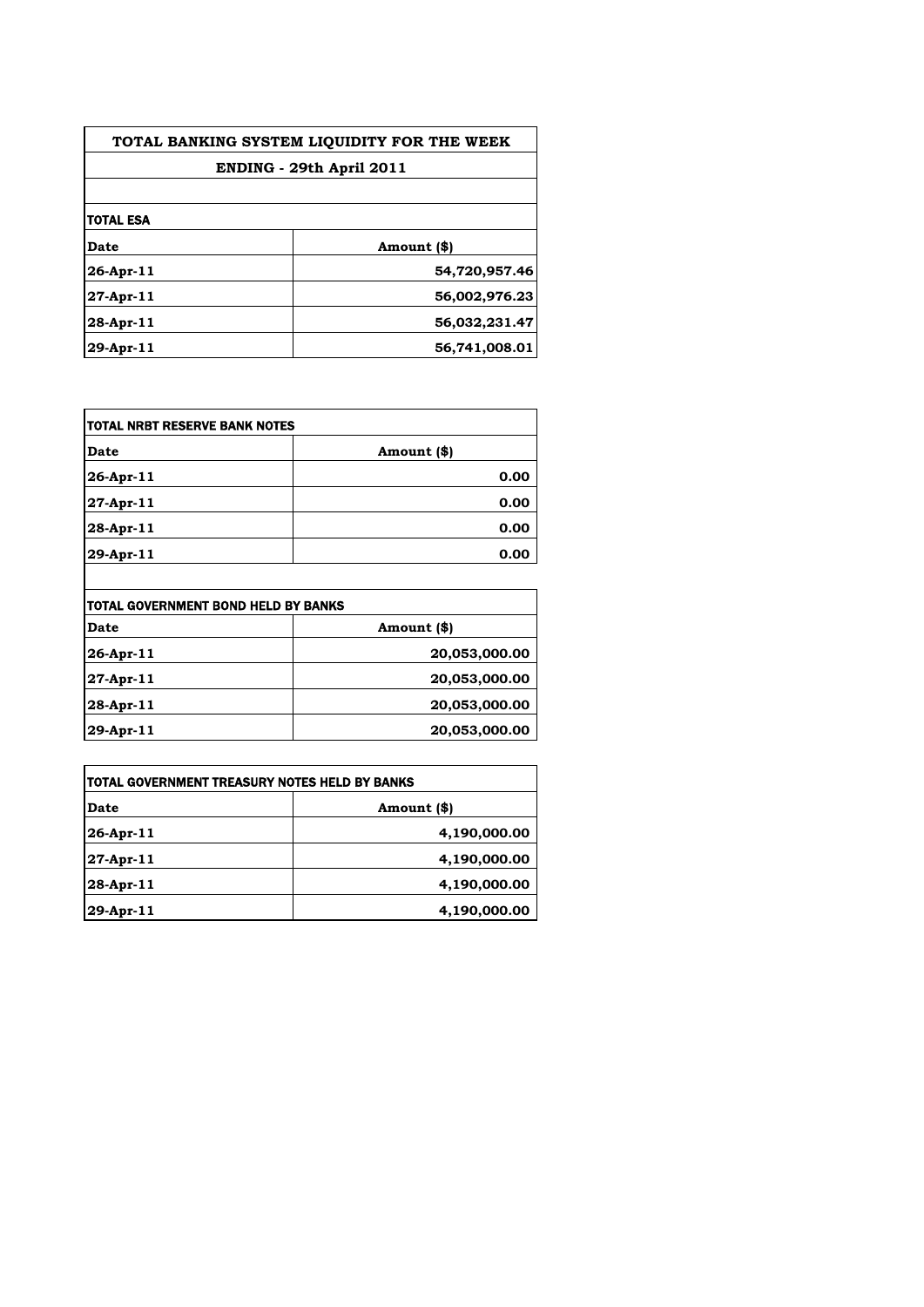## TOTAL BANKING SYSTEM LIQUIDITY FOR THE WEEK

### ENDING - 29th April 2011

**TOTAL ESA**

| Date | Amount ($) |
|---|---|
| 26-Apr-11 | 54,720,957.46 |
| 27-Apr-11 | 56,002,976.23 |
| 28-Apr-11 | 56,032,231.47 |
| 29-Apr-11 | 56,741,008.01 |

**TOTAL NRBT RESERVE BANK NOTES**

| Date | Amount ($) |
|---|---|
| 26-Apr-11 | 0.00 |
| 27-Apr-11 | 0.00 |
| 28-Apr-11 | 0.00 |
| 29-Apr-11 | 0.00 |

**TOTAL GOVERNMENT BOND HELD BY BANKS**

| Date | Amount ($) |
|---|---|
| 26-Apr-11 | 20,053,000.00 |
| 27-Apr-11 | 20,053,000.00 |
| 28-Apr-11 | 20,053,000.00 |
| 29-Apr-11 | 20,053,000.00 |

**TOTAL GOVERNMENT TREASURY NOTES HELD BY BANKS**

| Date | Amount ($) |
|---|---|
| 26-Apr-11 | 4,190,000.00 |
| 27-Apr-11 | 4,190,000.00 |
| 28-Apr-11 | 4,190,000.00 |
| 29-Apr-11 | 4,190,000.00 |